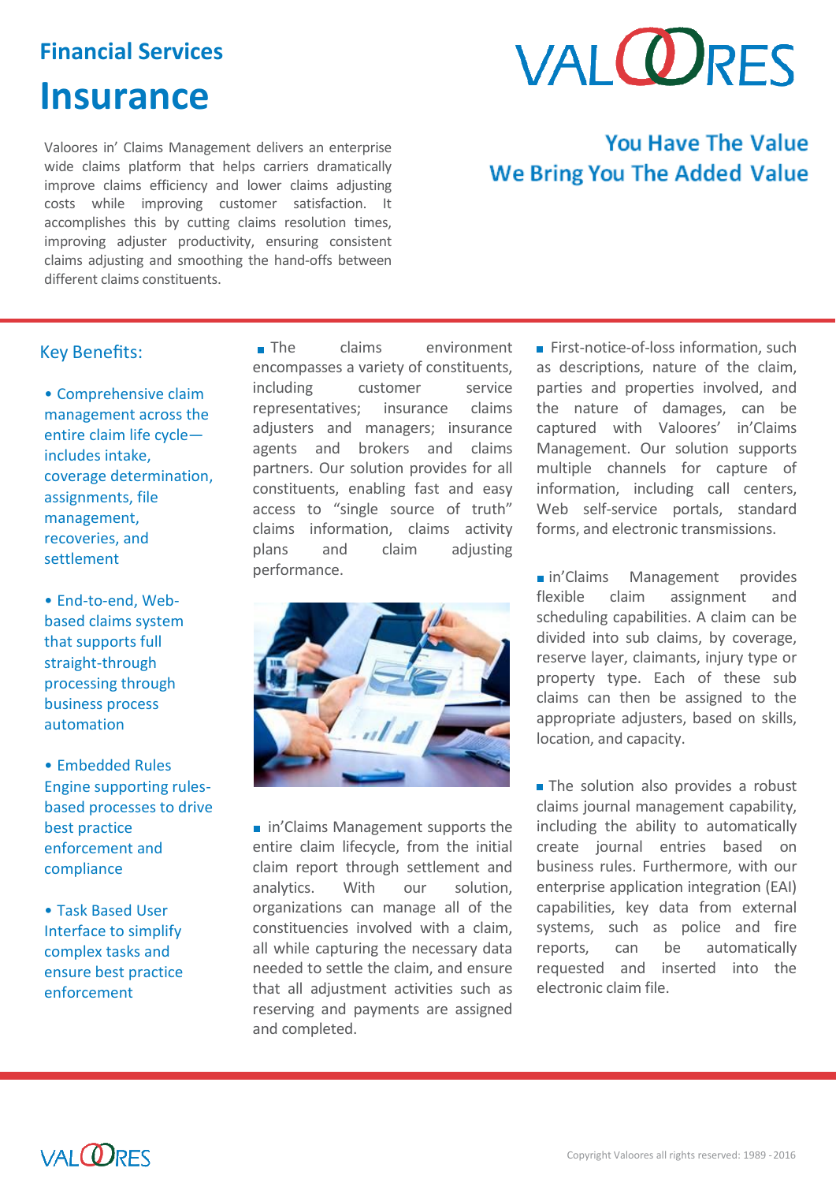# Financial Services

# Insurance

Valoores in' Claims Management delivers an enterprise wide claims platform that helps carriers dramatically improve claims efficiency and lower claims adjusting costs while improving customer satisfaction. It accomplishes this by cutting claims resolution times, improving adjuster productivity, ensuring consistent claims adjusting and smoothing the hand-offs between different claims constituents.

**You Have The Value**
**We Bring You The Added Value**

## Key Benefits:

- Comprehensive claim management across the entire claim life cycle—includes intake, coverage determination, assignments, file management, recoveries, and settlement
- End-to-end, Web-based claims system that supports full straight-through processing through business process automation
- Embedded Rules Engine supporting rules-based processes to drive best practice enforcement and compliance
- Task Based User Interface to simplify complex tasks and ensure best practice enforcement

- The claims environment encompasses a variety of constituents, including customer service representatives; insurance claims adjusters and managers; insurance agents and brokers and claims partners. Our solution provides for all constituents, enabling fast and easy access to "single source of truth" claims information, claims activity plans and claim adjusting performance.

- in'Claims Management supports the entire claim lifecycle, from the initial claim report through settlement and analytics. With our solution, organizations can manage all of the constituencies involved with a claim, all while capturing the necessary data needed to settle the claim, and ensure that all adjustment activities such as reserving and payments are assigned and completed.

- First-notice-of-loss information, such as descriptions, nature of the claim, parties and properties involved, and the nature of damages, can be captured with Valoores' in'Claims Management. Our solution supports multiple channels for capture of information, including call centers, Web self-service portals, standard forms, and electronic transmissions.

- in'Claims Management provides flexible claim assignment and scheduling capabilities. A claim can be divided into sub claims, by coverage, reserve layer, claimants, injury type or property type. Each of these sub claims can then be assigned to the appropriate adjusters, based on skills, location, and capacity.

- The solution also provides a robust claims journal management capability, including the ability to automatically create journal entries based on business rules. Furthermore, with our enterprise application integration (EAI) capabilities, key data from external systems, such as police and fire reports, can be automatically requested and inserted into the electronic claim file.

Copyright Valoores all rights reserved: 1989 - 2016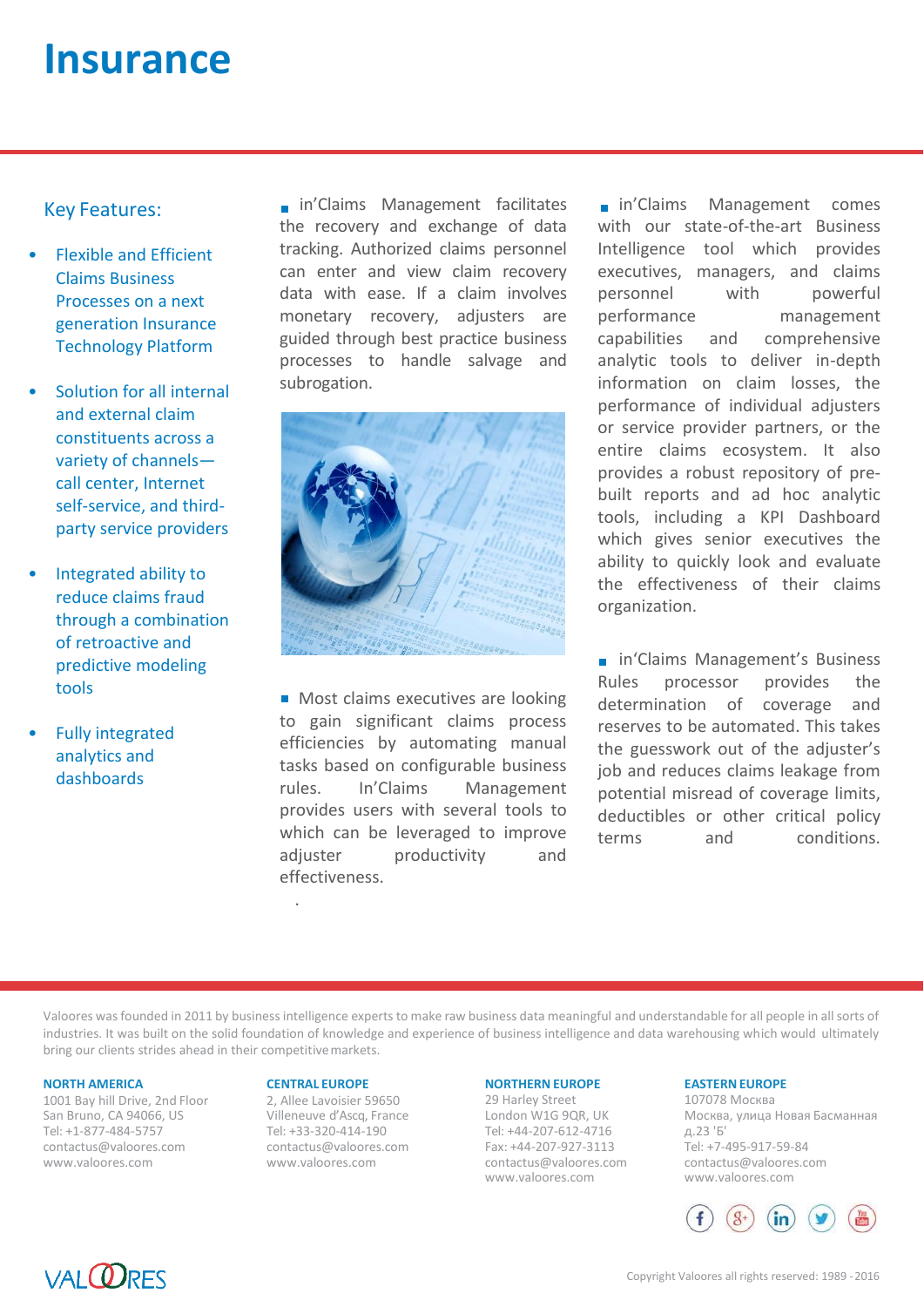# Insurance

## Key Features:

- Flexible and Efficient Claims Business Processes on a next generation Insurance Technology Platform
- Solution for all internal and external claim constituents across a variety of channels—call center, Internet self-service, and third-party service providers
- Integrated ability to reduce claims fraud through a combination of retroactive and predictive modeling tools
- Fully integrated analytics and dashboards

- in'Claims Management facilitates the recovery and exchange of data tracking. Authorized claims personnel can enter and view claim recovery data with ease. If a claim involves monetary recovery, adjusters are guided through best practice business processes to handle salvage and subrogation.

- Most claims executives are looking to gain significant claims process efficiencies by automating manual tasks based on configurable business rules. In'Claims Management provides users with several tools to which can be leveraged to improve adjuster productivity and effectiveness.

- in'Claims Management comes with our state-of-the-art Business Intelligence tool which provides executives, managers, and claims personnel with powerful performance management capabilities and comprehensive analytic tools to deliver in-depth information on claim losses, the performance of individual adjusters or service provider partners, or the entire claims ecosystem. It also provides a robust repository of pre-built reports and ad hoc analytic tools, including a KPI Dashboard which gives senior executives the ability to quickly look and evaluate the effectiveness of their claims organization.

- in'Claims Management's Business Rules processor provides the determination of coverage and reserves to be automated. This takes the guesswork out of the adjuster's job and reduces claims leakage from potential misread of coverage limits, deductibles or other critical policy terms and conditions.

Valoores was founded in 2011 by business intelligence experts to make raw business data meaningful and understandable for all people in all sorts of industries. It was built on the solid foundation of knowledge and experience of business intelligence and data warehousing which would ultimately bring our clients strides ahead in their competitive markets.

**NORTH AMERICA**
1001 Bay hill Drive, 2nd Floor
San Bruno, CA 94066, US
Tel: +1-877-484-5757
contactus@valoores.com
www.valoores.com

**CENTRAL EUROPE**
2, Allee Lavoisier 59650
Villeneuve d'Ascq, France
Tel: +33-320-414-190
contactus@valoores.com
www.valoores.com

**NORTHERN EUROPE**
29 Harley Street
London W1G 9QR, UK
Tel: +44-207-612-4716
Fax: +44-207-927-3113
contactus@valoores.com
www.valoores.com

**EASTERN EUROPE**
107078 Москва
Москва, улица Новая Басманная
д.23 'Б'
Tel: +7-495-917-59-84
contactus@valoores.com
www.valoores.com

VALOORES

Copyright Valoores all rights reserved: 1989 - 2016